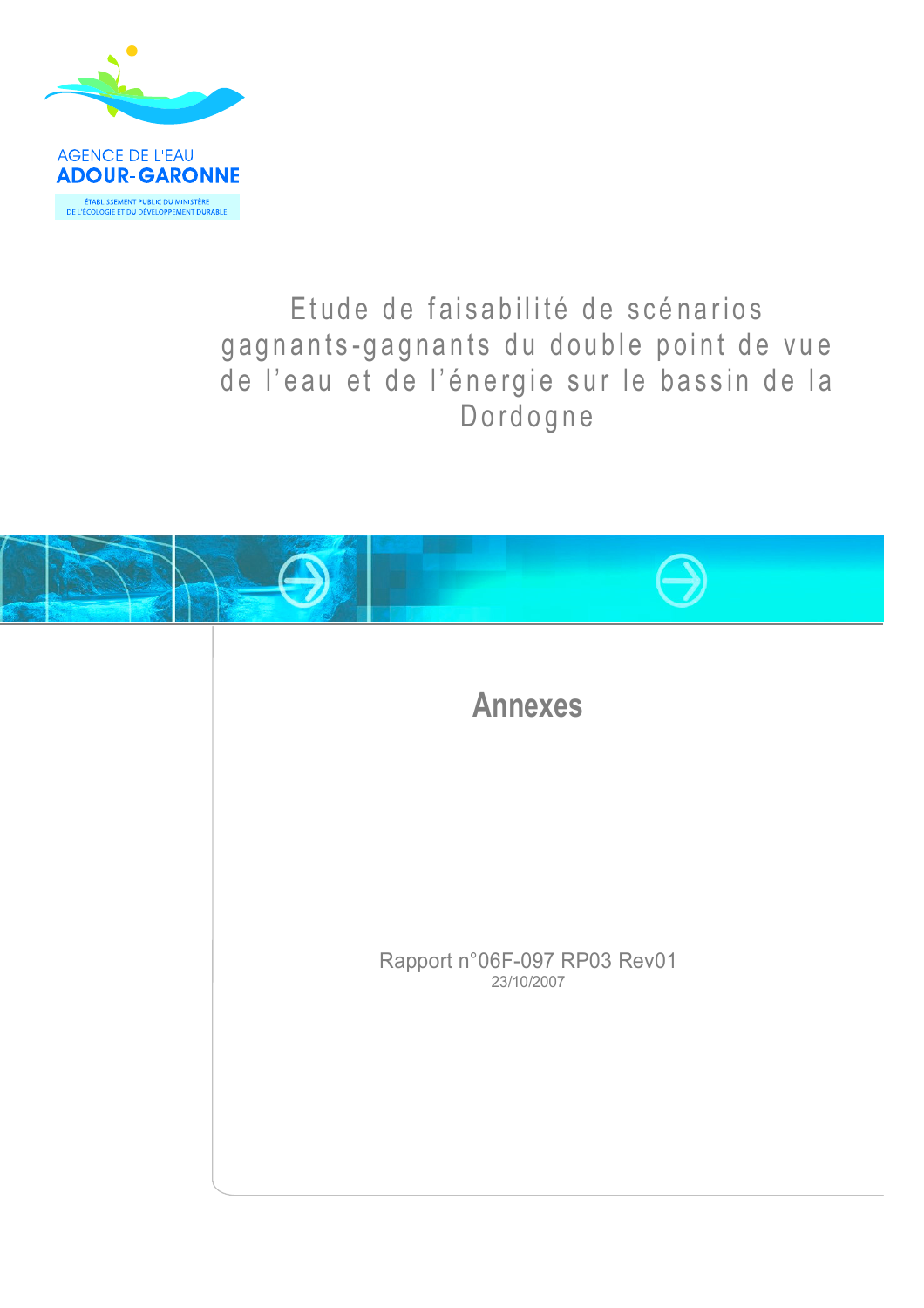AGENCE DE L'EAU
**ADOUR-GARONNE**

ÉTABLISSEMENT PUBLIC DU MINISTÈRE
DE L'ÉCOLOGIE ET DU DÉVELOPPEMENT DURABLE

# Etude de faisabilité de scénarios gagnants-gagnants du double point de vue de l'eau et de l'énergie sur le bassin de la Dordogne

## Annexes

Rapport n°06F-097 RP03 Rev01
23/10/2007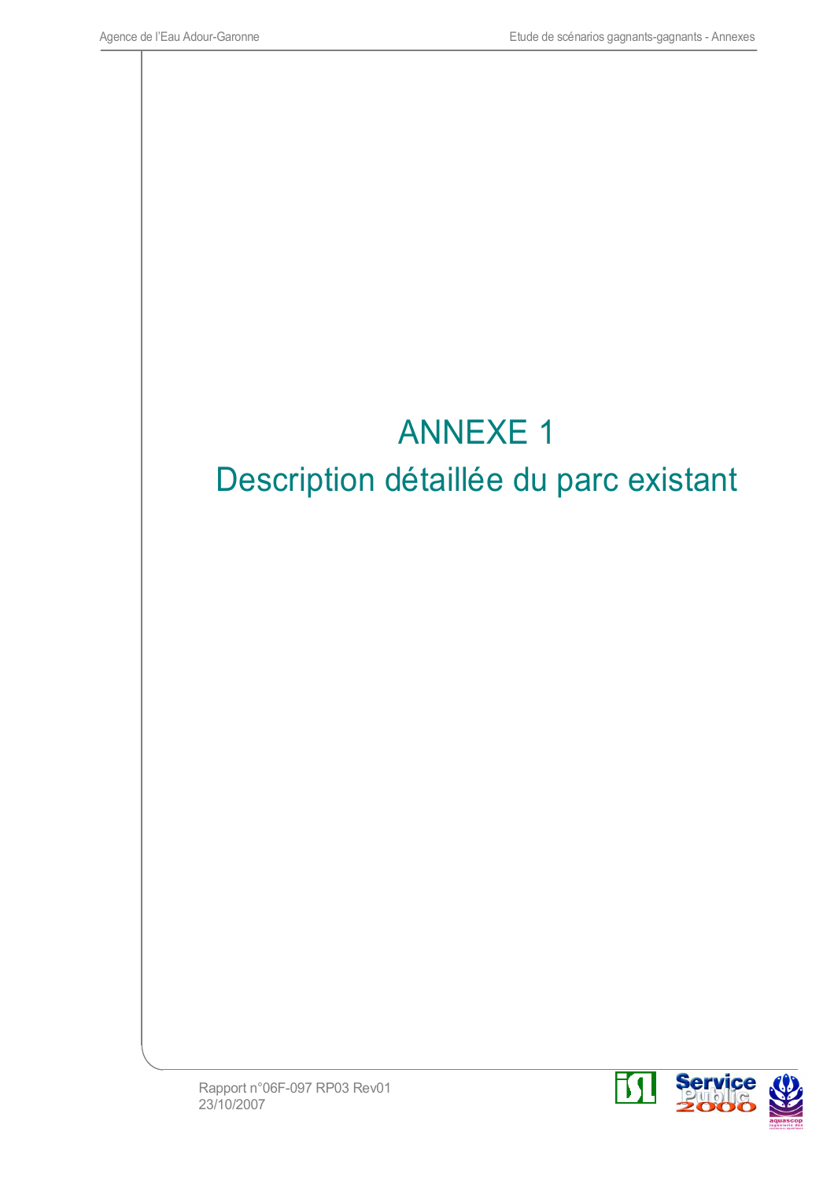# ANNEXE 1

# Description détaillée du parc existant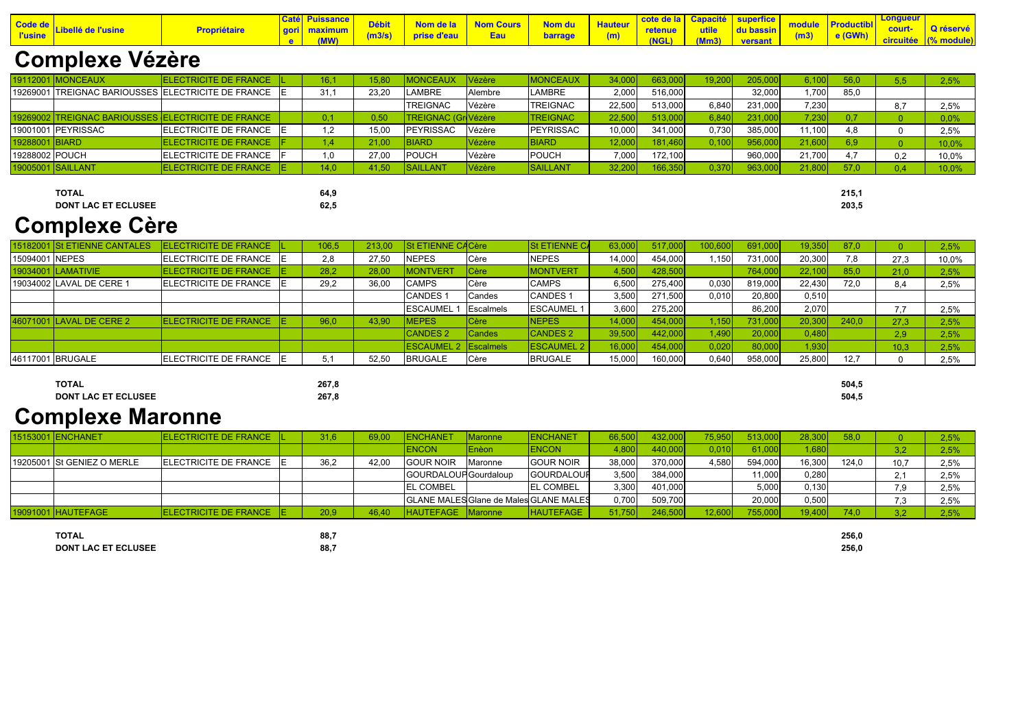| Code de l'usine | Libellé de l'usine | Propriétaire | Catégorie | Puissance maximum (MW) | Débit (m3/s) | Nom de la prise d'eau | Nom Cours Eau | Nom du barrage | Hauteur (m) | cote de la retenue (NGL) | Capacité utile (Mm3) | superficie du bassin versant | module (m3) | Productible (GWh) | Longueur court-circuitée | Q réservé (% module) |
|---|---|---|---|---|---|---|---|---|---|---|---|---|---|---|---|---|

# Complexe Vézère

| Code de l'usine | Libellé de l'usine | Propriétaire | Catégorie | Puissance maximum (MW) | Débit (m3/s) | Nom de la prise d'eau | Nom Cours Eau | Nom du barrage | Hauteur (m) | cote de la retenue (NGL) | Capacité utile (Mm3) | superficie du bassin versant | module (m3) | Productible (GWh) | Longueur court-circuitée | Q réservé (% module) |
|---|---|---|---|---|---|---|---|---|---|---|---|---|---|---|---|---|
| 19112001 | MONCEAUX | ELECTRICITE DE FRANCE | L | 16,1 | 15,80 | MONCEAUX | Vézère | MONCEAUX | 34,000 | 663,000 | 19,200 | 205,000 | 6,100 | 56,0 | 5,5 | 2,5% |
| 19269001 | TREIGNAC BARIOUSSES | ELECTRICITE DE FRANCE | E | 31,1 | 23,20 | LAMBRE | Alembre | LAMBRE | 2,000 | 516,000 | | 32,000 | 1,700 | 85,0 | | |
| | | | | | | TREIGNAC | Vézère | TREIGNAC | 22,500 | 513,000 | 6,840 | 231,000 | 7,230 | | 8,7 | 2,5% |
| 19269002 | TREIGNAC BARIOUSSES | ELECTRICITE DE FRANCE | | 0,1 | 0,50 | TREIGNAC (Gr | Vézère | TREIGNAC | 22,500 | 513,000 | 6,840 | 231,000 | 7,230 | 0,7 | 0 | 0,0% |
| 19001001 | PEYRISSAC | ELECTRICITE DE FRANCE | E | 1,2 | 15,00 | PEYRISSAC | Vézère | PEYRISSAC | 10,000 | 341,000 | 0,730 | 385,000 | 11,100 | 4,8 | 0 | 2,5% |
| 19288001 | BIARD | ELECTRICITE DE FRANCE | F | 1,4 | 21,00 | BIARD | Vézère | BIARD | 12,000 | 181,460 | 0,100 | 956,000 | 21,600 | 6,9 | 0 | 10,0% |
| 19288002 | POUCH | ELECTRICITE DE FRANCE | F | 1,0 | 27,00 | POUCH | Vézère | POUCH | 7,000 | 172,100 | | 960,000 | 21,700 | 4,7 | 0,2 | 10,0% |
| 19005001 | SAILLANT | ELECTRICITE DE FRANCE | E | 14,0 | 41,50 | SAILLANT | Vézère | SAILLANT | 32,200 | 166,350 | 0,370 | 963,000 | 21,800 | 57,0 | 0,4 | 10,0% |

| | Puissance maximum (MW) | Productible (GWh) |
|---|---|---|
| **TOTAL** | **64,9** | **215,1** |
| **DONT LAC ET ECLUSEE** | **62,5** | **203,5** |

# Complexe Cère

| Code de l'usine | Libellé de l'usine | Propriétaire | Catégorie | Puissance maximum (MW) | Débit (m3/s) | Nom de la prise d'eau | Nom Cours Eau | Nom du barrage | Hauteur (m) | cote de la retenue (NGL) | Capacité utile (Mm3) | superficie du bassin versant | module (m3) | Productible (GWh) | Longueur court-circuitée | Q réservé (% module) |
|---|---|---|---|---|---|---|---|---|---|---|---|---|---|---|---|---|
| 15182001 | St ETIENNE CANTALES | ELECTRICITE DE FRANCE | L | 106,5 | 213,00 | St ETIENNE CA | Cère | St ETIENNE CA | 63,000 | 517,000 | 100,600 | 691,000 | 19,350 | 87,0 | 0 | 2,5% |
| 15094001 | NEPES | ELECTRICITE DE FRANCE | E | 2,8 | 27,50 | NEPES | Cère | NEPES | 14,000 | 454,000 | 1,150 | 731,000 | 20,300 | 7,8 | 27,3 | 10,0% |
| 19034001 | LAMATIVIE | ELECTRICITE DE FRANCE | E | 28,2 | 28,00 | MONTVERT | Cère | MONTVERT | 4,500 | 428,500 | | 764,000 | 22,100 | 85,0 | 21,0 | 2,5% |
| 19034002 | LAVAL DE CERE 1 | ELECTRICITE DE FRANCE | E | 29,2 | 36,00 | CAMPS | Cère | CAMPS | 6,500 | 275,400 | 0,030 | 819,000 | 22,430 | 72,0 | 8,4 | 2,5% |
| | | | | | | CANDES 1 | Candes | CANDES 1 | 3,500 | 271,500 | 0,010 | 20,800 | 0,510 | | | |
| | | | | | | ESCAUMEL 1 | Escalmels | ESCAUMEL 1 | 3,600 | 275,200 | | 86,200 | 2,070 | | 7,7 | 2,5% |
| 46071001 | LAVAL DE CERE 2 | ELECTRICITE DE FRANCE | E | 96,0 | 43,90 | MEPES | Cère | NEPES | 14,000 | 454,000 | 1,150 | 731,000 | 20,300 | 240,0 | 27,3 | 2,5% |
| | | | | | | CANDES 2 | Candes | CANDES 2 | 39,500 | 442,000 | 1,490 | 20,000 | 0,480 | | 2,9 | 2,5% |
| | | | | | | ESCAUMEL 2 | Escalmels | ESCAUMEL 2 | 16,000 | 454,000 | 0,020 | 80,000 | 1,930 | | 10,3 | 2,5% |
| 46117001 | BRUGALE | ELECTRICITE DE FRANCE | E | 5,1 | 52,50 | BRUGALE | Cère | BRUGALE | 15,000 | 160,000 | 0,640 | 958,000 | 25,800 | 12,7 | 0 | 2,5% |

| | Puissance maximum (MW) | Productible (GWh) |
|---|---|---|
| **TOTAL** | **267,8** | **504,5** |
| **DONT LAC ET ECLUSEE** | **267,8** | **504,5** |

# Complexe Maronne

| Code de l'usine | Libellé de l'usine | Propriétaire | Catégorie | Puissance maximum (MW) | Débit (m3/s) | Nom de la prise d'eau | Nom Cours Eau | Nom du barrage | Hauteur (m) | cote de la retenue (NGL) | Capacité utile (Mm3) | superficie du bassin versant | module (m3) | Productible (GWh) | Longueur court-circuitée | Q réservé (% module) |
|---|---|---|---|---|---|---|---|---|---|---|---|---|---|---|---|---|
| 15153001 | ENCHANET | ELECTRICITE DE FRANCE | L | 31,6 | 69,00 | ENCHANET | Maronne | ENCHANET | 66,500 | 432,000 | 75,950 | 513,000 | 28,300 | 58,0 | 0 | 2,5% |
| | | | | | | ENCON | Enèon | ENCON | 4,800 | 440,000 | 0,010 | 61,000 | 1,680 | | 3,2 | 2,5% |
| 19205001 | St GENIEZ O MERLE | ELECTRICITE DE FRANCE | E | 36,2 | 42,00 | GOUR NOIR | Maronne | GOUR NOIR | 38,000 | 370,000 | 4,580 | 594,000 | 16,300 | 124,0 | 10,7 | 2,5% |
| | | | | | | GOURDALOUP | Gourdaloup | GOURDALOUP | 3,500 | 384,000 | | 11,000 | 0,280 | | 2,1 | 2,5% |
| | | | | | | EL COMBEL | | EL COMBEL | 3,300 | 401,000 | | 5,000 | 0,130 | | 7,9 | 2,5% |
| | | | | | | GLANE MALES | Glane de Males | GLANE MALES | 0,700 | 509,700 | | 20,000 | 0,500 | | 7,3 | 2,5% |
| 19091001 | HAUTEFAGE | ELECTRICITE DE FRANCE | E | 20,9 | 46,40 | HAUTEFAGE | Maronne | HAUTEFAGE | 51,750 | 246,500 | 12,600 | 755,000 | 19,400 | 74,0 | 3,2 | 2,5% |

| | Puissance maximum (MW) | Productible (GWh) |
|---|---|---|
| **TOTAL** | **88,7** | **256,0** |
| **DONT LAC ET ECLUSEE** | **88,7** | **256,0** |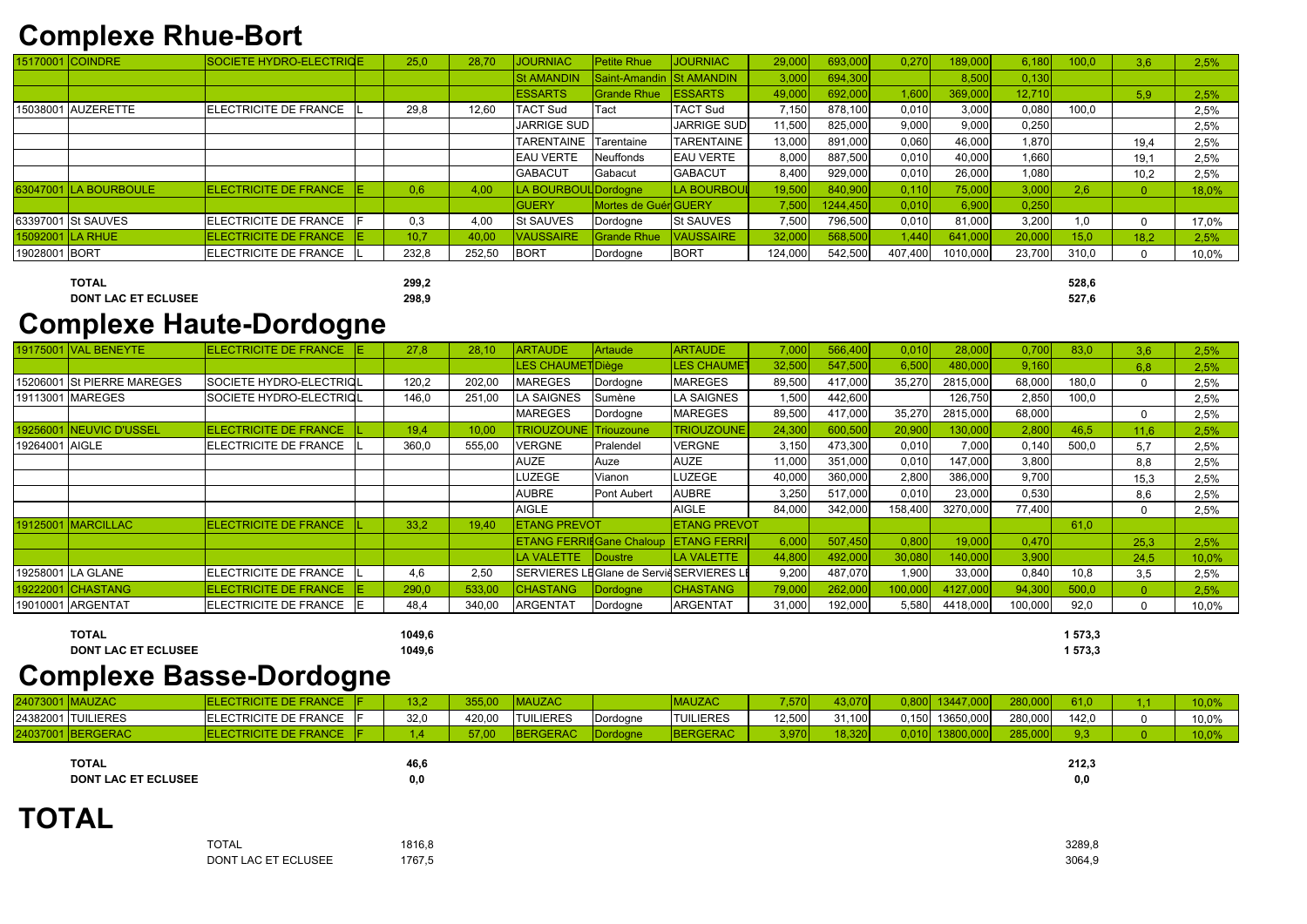# Complexe Rhue-Bort

| | | | | | | | | | | | | | | | | | |
|---|---|---|---|---|---|---|---|---|---|---|---|---|---|---|---|---|---|
| 15170001 | COINDRE | SOCIETE HYDRO-ELECTRIQUE | | 25,0 | 28,70 | JOURNIAC | Petite Rhue | JOURNIAC | 29,000 | 693,000 | 0,270 | 189,000 | 6,180 | 100,0 | 3,6 | 2,5% |
| | | | | | | St AMANDIN | Saint-Amandin | St AMANDIN | 3,000 | 694,300 | | 8,500 | 0,130 | | | |
| | | | | | | ESSARTS | Grande Rhue | ESSARTS | 49,000 | 692,000 | 1,600 | 369,000 | 12,710 | | 5,9 | 2,5% |
| 15038001 | AUZERETTE | ELECTRICITE DE FRANCE | L | 29,8 | 12,60 | TACT Sud | Tact | TACT Sud | 7,150 | 878,100 | 0,010 | 3,000 | 0,080 | 100,0 | | 2,5% |
| | | | | | | JARRIGE SUD | | JARRIGE SUD | 11,500 | 825,000 | 9,000 | 9,000 | 0,250 | | | 2,5% |
| | | | | | | TARENTAINE | Tarentaine | TARENTAINE | 13,000 | 891,000 | 0,060 | 46,000 | 1,870 | | 19,4 | 2,5% |
| | | | | | | EAU VERTE | Neuffonds | EAU VERTE | 8,000 | 887,500 | 0,010 | 40,000 | 1,660 | | 19,1 | 2,5% |
| | | | | | | GABACUT | Gabacut | GABACUT | 8,400 | 929,000 | 0,010 | 26,000 | 1,080 | | 10,2 | 2,5% |
| 63047001 | LA BOURBOULE | ELECTRICITE DE FRANCE | E | 0,6 | 4,00 | LA BOURBOUL | Dordogne | LA BOURBOUL | 19,500 | 840,900 | 0,110 | 75,000 | 3,000 | 2,6 | 0 | 18,0% |
| | | | | | | GUERY | Mortes de Guér | GUERY | 7,500 | 1244,450 | 0,010 | 6,900 | 0,250 | | | |
| 63397001 | St SAUVES | ELECTRICITE DE FRANCE | F | 0,3 | 4,00 | St SAUVES | Dordogne | St SAUVES | 7,500 | 796,500 | 0,010 | 81,000 | 3,200 | 1,0 | 0 | 17,0% |
| 15092001 | LA RHUE | ELECTRICITE DE FRANCE | E | 10,7 | 40,00 | VAUSSAIRE | Grande Rhue | VAUSSAIRE | 32,000 | 568,500 | 1,440 | 641,000 | 20,000 | 15,0 | 18,2 | 2,5% |
| 19028001 | BORT | ELECTRICITE DE FRANCE | L | 232,8 | 252,50 | BORT | Dordogne | BORT | 124,000 | 542,500 | 407,400 | 1010,000 | 23,700 | 310,0 | 0 | 10,0% |

**TOTAL** 299,2 — 528,6

**DONT LAC ET ECLUSEE** 298,9 — 527,6

# Complexe Haute-Dordogne

| | | | | | | | | | | | | | | | | |
|---|---|---|---|---|---|---|---|---|---|---|---|---|---|---|---|---|
| 19175001 | VAL BENEYTE | ELECTRICITE DE FRANCE | E | 27,8 | 28,10 | ARTAUDE | Artaude | ARTAUDE | 7,000 | 566,400 | 0,010 | 28,000 | 0,700 | 83,0 | 3,6 | 2,5% |
| | | | | | | LES CHAUMET | Diège | LES CHAUMET | 32,500 | 547,500 | 6,500 | 480,000 | 9,160 | | 6,8 | 2,5% |
| 15206001 | St PIERRE MAREGES | SOCIETE HYDRO-ELECTRIQ | L | 120,2 | 202,00 | MAREGES | Dordogne | MAREGES | 89,500 | 417,000 | 35,270 | 2815,000 | 68,000 | 180,0 | 0 | 2,5% |
| 19113001 | MAREGES | SOCIETE HYDRO-ELECTRIQ | L | 146,0 | 251,00 | LA SAIGNES | Sumène | LA SAIGNES | 1,500 | 442,600 | | 126,750 | 2,850 | 100,0 | | 2,5% |
| | | | | | | MAREGES | Dordogne | MAREGES | 89,500 | 417,000 | 35,270 | 2815,000 | 68,000 | | 0 | 2,5% |
| 19256001 | NEUVIC D'USSEL | ELECTRICITE DE FRANCE | L | 19,4 | 10,00 | TRIOUZOUNE | Triouzoune | TRIOUZOUNE | 24,300 | 600,500 | 20,900 | 130,000 | 2,800 | 46,5 | 11,6 | 2,5% |
| 19264001 | AIGLE | ELECTRICITE DE FRANCE | L | 360,0 | 555,00 | VERGNE | Pralendel | VERGNE | 3,150 | 473,300 | 0,010 | 7,000 | 0,140 | 500,0 | 5,7 | 2,5% |
| | | | | | | AUZE | Auze | AUZE | 11,000 | 351,000 | 0,010 | 147,000 | 3,800 | | 8,8 | 2,5% |
| | | | | | | LUZEGE | Vianon | LUZEGE | 40,000 | 360,000 | 2,800 | 386,000 | 9,700 | | 15,3 | 2,5% |
| | | | | | | AUBRE | Pont Aubert | AUBRE | 3,250 | 517,000 | 0,010 | 23,000 | 0,530 | | 8,6 | 2,5% |
| | | | | | | AIGLE | | AIGLE | 84,000 | 342,000 | 158,400 | 3270,000 | 77,400 | | 0 | 2,5% |
| 19125001 | MARCILLAC | ELECTRICITE DE FRANCE | L | 33,2 | 19,40 | ETANG PREVOT | | ETANG PREVOT | | | | | | 61,0 | | |
| | | | | | | ETANG FERRI | Gane Chaloup | ETANG FERRI | 6,000 | 507,450 | 0,800 | 19,000 | 0,470 | | 25,3 | 2,5% |
| | | | | | | LA VALETTE | Doustre | LA VALETTE | 44,800 | 492,000 | 30,080 | 140,000 | 3,900 | | 24,5 | 10,0% |
| 19258001 | LA GLANE | ELECTRICITE DE FRANCE | L | 4,6 | 2,50 | SERVIERES LE | Glane de Servié | SERVIERES LE | 9,200 | 487,070 | 1,900 | 33,000 | 0,840 | 10,8 | 3,5 | 2,5% |
| 19222001 | CHASTANG | ELECTRICITE DE FRANCE | E | 290,0 | 533,00 | CHASTANG | Dordogne | CHASTANG | 79,000 | 262,000 | 100,000 | 4127,000 | 94,300 | 500,0 | 0 | 2,5% |
| 19010001 | ARGENTAT | ELECTRICITE DE FRANCE | E | 48,4 | 340,00 | ARGENTAT | Dordogne | ARGENTAT | 31,000 | 192,000 | 5,580 | 4418,000 | 100,000 | 92,0 | 0 | 10,0% |

**TOTAL** 1049,6 — 1 573,3

**DONT LAC ET ECLUSEE** 1049,6 — 1 573,3

# Complexe Basse-Dordogne

| | | | | | | | | | | | | | | | | |
|---|---|---|---|---|---|---|---|---|---|---|---|---|---|---|---|---|
| 24073001 | MAUZAC | ELECTRICITE DE FRANCE | F | 13,2 | 355,00 | MAUZAC | | MAUZAC | 7,570 | 43,070 | 0,800 | 13447,000 | 280,000 | 61,0 | 1,1 | 10,0% |
| 24382001 | TUILIERES | ELECTRICITE DE FRANCE | F | 32,0 | 420,00 | TUILIERES | Dordogne | TUILIERES | 12,500 | 31,100 | 0,150 | 13650,000 | 280,000 | 142,0 | 0 | 10,0% |
| 24037001 | BERGERAC | ELECTRICITE DE FRANCE | F | 1,4 | 57,00 | BERGERAC | Dordogne | BERGERAC | 3,970 | 18,320 | 0,010 | 13800,000 | 285,000 | 9,3 | 0 | 10,0% |

**TOTAL** 46,6 — 212,3

**DONT LAC ET ECLUSEE** 0,0 — 0,0

# TOTAL

TOTAL 1816,8 — 3289,8

DONT LAC ET ECLUSEE 1767,5 — 3064,9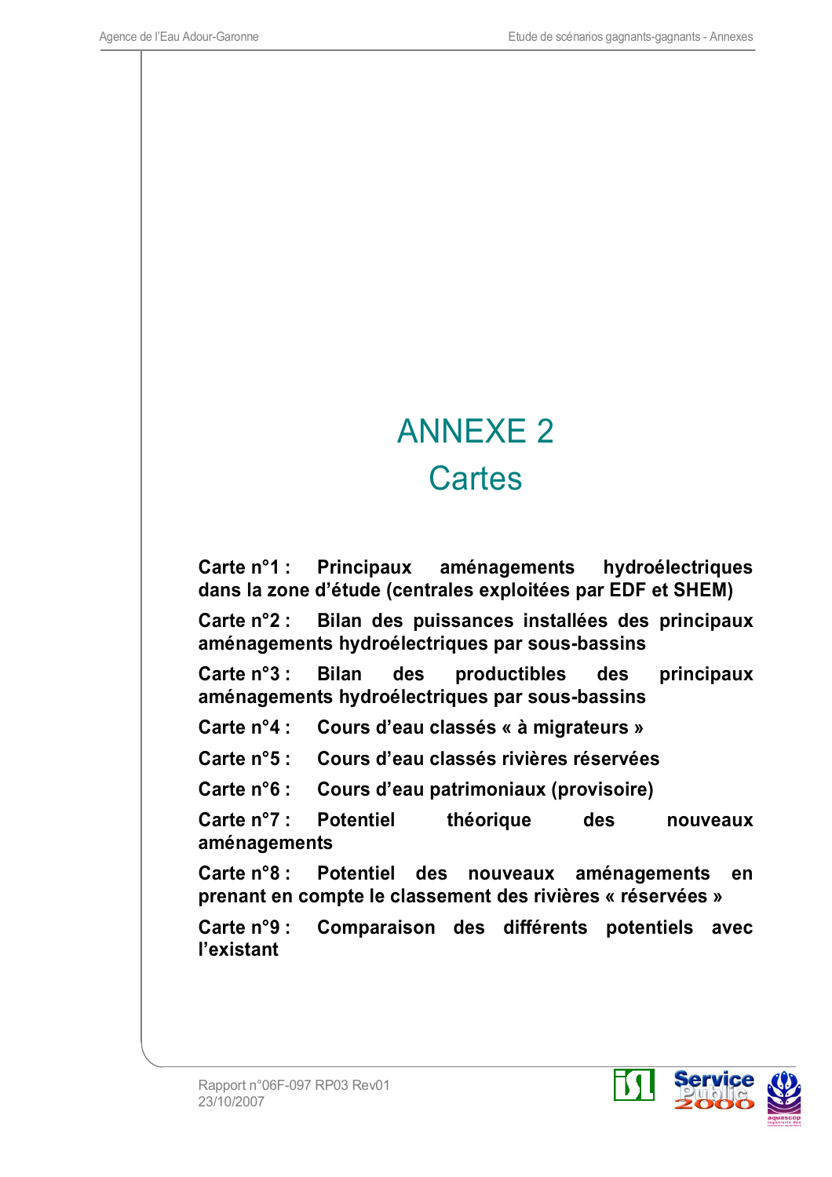# ANNEXE 2

# Cartes

**Carte n°1 : Principaux aménagements hydroélectriques dans la zone d'étude (centrales exploitées par EDF et SHEM)**

**Carte n°2 : Bilan des puissances installées des principaux aménagements hydroélectriques par sous-bassins**

**Carte n°3 : Bilan des productibles des principaux aménagements hydroélectriques par sous-bassins**

**Carte n°4 : Cours d'eau classés « à migrateurs »**

**Carte n°5 : Cours d'eau classés rivières réservées**

**Carte n°6 : Cours d'eau patrimoniaux (provisoire)**

**Carte n°7 : Potentiel théorique des nouveaux aménagements**

**Carte n°8 : Potentiel des nouveaux aménagements en prenant en compte le classement des rivières « réservées »**

**Carte n°9 : Comparaison des différents potentiels avec l'existant**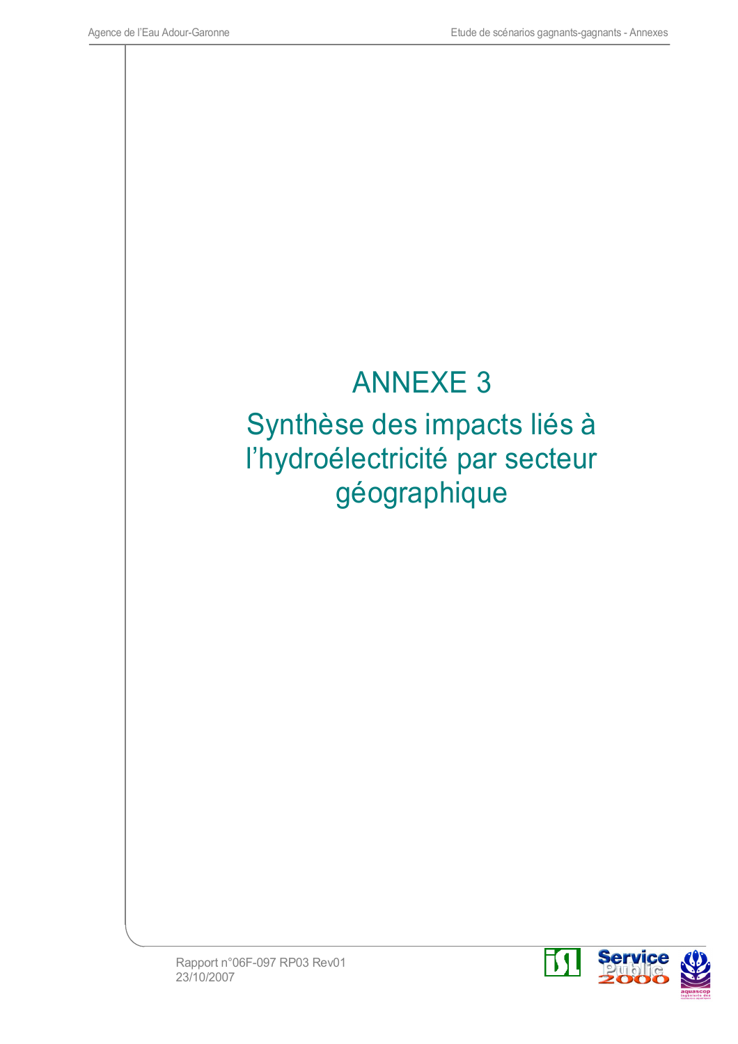# ANNEXE 3

## Synthèse des impacts liés à l'hydroélectricité par secteur géographique

Rapport n°06F-097 RP03 Rev01
23/10/2007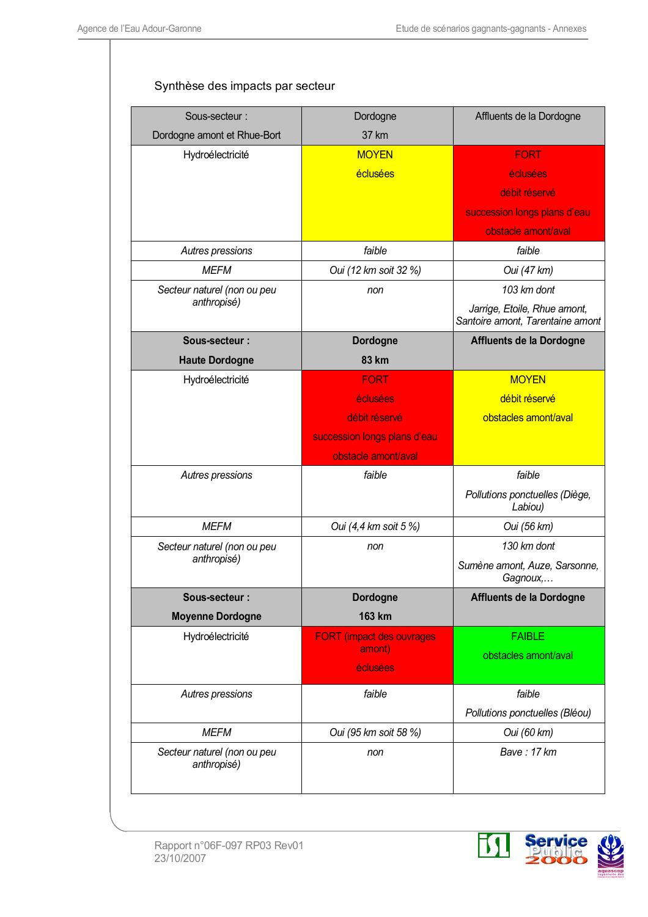Synthèse des impacts par secteur

| Sous-secteur : Dordogne amont et Rhue-Bort | Dordogne 37 km | Affluents de la Dordogne |
|---|---|---|
| Hydroélectricité | MOYEN<br>éclusées | FORT<br>éclusées<br>débit réservé<br>succession longs plans d'eau<br>obstacle amont/aval |
| *Autres pressions* | *faible* | *faible* |
| *MEFM* | *Oui (12 km soit 32 %)* | *Oui (47 km)* |
| *Secteur naturel (non ou peu anthropisé)* | *non* | *103 km dont*<br>*Jarrige, Etoile, Rhue amont, Santoire amont, Tarentaine amont* |
| **Sous-secteur : Haute Dordogne** | **Dordogne 83 km** | **Affluents de la Dordogne** |
| Hydroélectricité | FORT<br>éclusées<br>débit réservé<br>succession longs plans d'eau<br>obstacle amont/aval | MOYEN<br>débit réservé<br>obstacles amont/aval |
| *Autres pressions* | *faible* | *faible*<br>*Pollutions ponctuelles (Diège, Labiou)* |
| *MEFM* | *Oui (4,4 km soit 5 %)* | *Oui (56 km)* |
| *Secteur naturel (non ou peu anthropisé)* | *non* | *130 km dont*<br>*Sumène amont, Auze, Sarsonne, Gagnoux,…* |
| **Sous-secteur : Moyenne Dordogne** | **Dordogne 163 km** | **Affluents de la Dordogne** |
| Hydroélectricité | FORT (impact des ouvrages amont)<br>éclusées | FAIBLE<br>obstacles amont/aval |
| *Autres pressions* | *faible* | *faible*<br>*Pollutions ponctuelles (Bléou)* |
| *MEFM* | *Oui (95 km soit 58 %)* | *Oui (60 km)* |
| *Secteur naturel (non ou peu anthropisé)* | *non* | *Bave : 17 km* |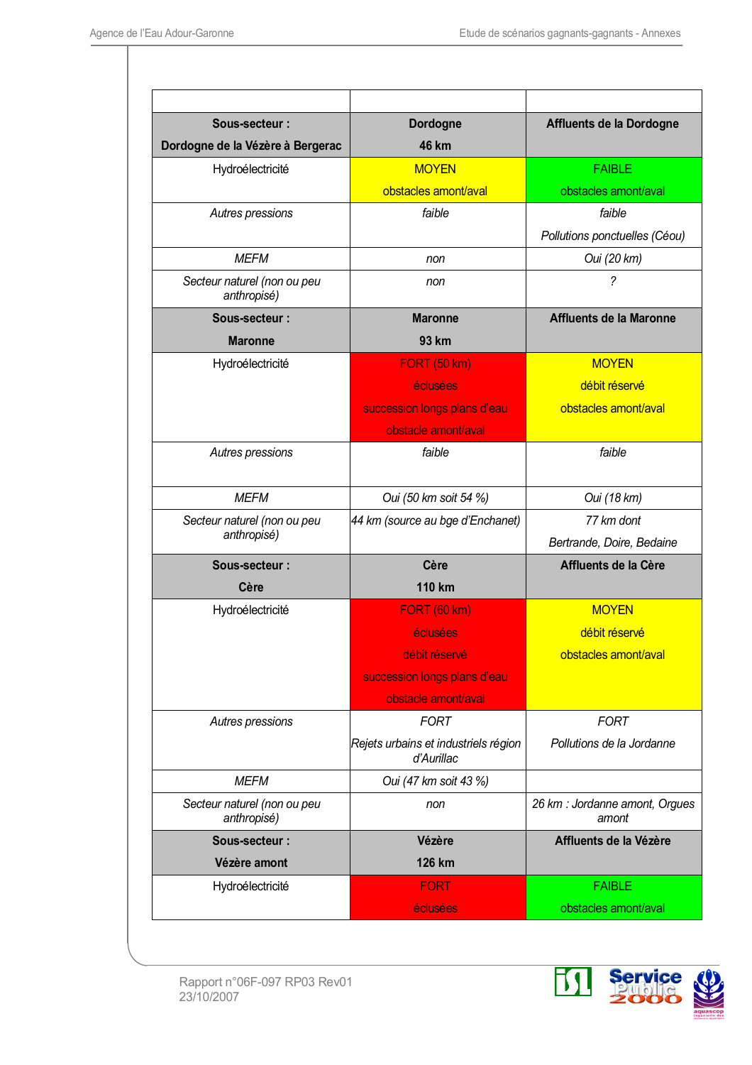| | | |
|---|---|---|
| **Sous-secteur : Dordogne de la Vézère à Bergerac** | **Dordogne 46 km** | **Affluents de la Dordogne** |
| Hydroélectricité | MOYEN<br>obstacles amont/aval | FAIBLE<br>obstacles amont/aval |
| *Autres pressions* | *faible* | *faible*<br>*Pollutions ponctuelles (Céou)* |
| *MEFM* | *non* | *Oui (20 km)* |
| *Secteur naturel (non ou peu anthropisé)* | *non* | *?* |
| **Sous-secteur : Maronne** | **Maronne 93 km** | **Affluents de la Maronne** |
| Hydroélectricité | FORT (50 km)<br>éclusées<br>succession longs plans d'eau<br>obstacle amont/aval | MOYEN<br>débit réservé<br>obstacles amont/aval |
| *Autres pressions* | *faible* | *faible* |
| *MEFM* | *Oui (50 km soit 54 %)* | *Oui (18 km)* |
| *Secteur naturel (non ou peu anthropisé)* | *44 km (source au bge d'Enchanet)* | *77 km dont Bertrande, Doire, Bedaine* |
| **Sous-secteur : Cère** | **Cère 110 km** | **Affluents de la Cère** |
| Hydroélectricité | FORT (60 km)<br>éclusées<br>débit réservé<br>succession longs plans d'eau<br>obstacle amont/aval | MOYEN<br>débit réservé<br>obstacles amont/aval |
| *Autres pressions* | *FORT*<br>*Rejets urbains et industriels région d'Aurillac* | *FORT*<br>*Pollutions de la Jordanne* |
| *MEFM* | *Oui (47 km soit 43 %)* | |
| *Secteur naturel (non ou peu anthropisé)* | *non* | *26 km : Jordanne amont, Orgues amont* |
| **Sous-secteur : Vézère amont** | **Vézère 126 km** | **Affluents de la Vézère** |
| Hydroélectricité | FORT<br>éclusées | FAIBLE<br>obstacles amont/aval |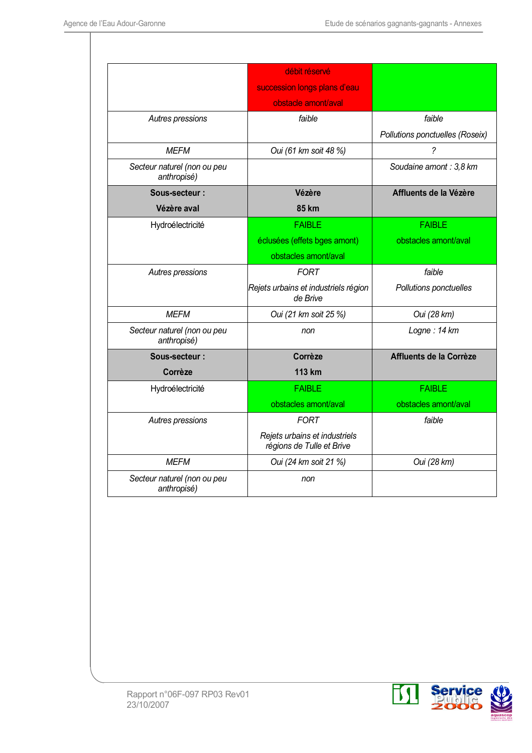| | | |
|---|---|---|
| | débit réservé<br>succession longs plans d'eau<br>obstacle amont/aval | |
| *Autres pressions* | *faible* | *faible*<br>*Pollutions ponctuelles (Roseix)* |
| *MEFM* | *Oui (61 km soit 48 %)* | *?* |
| *Secteur naturel (non ou peu anthropisé)* | | *Soudaine amont : 3,8 km* |
| **Sous-secteur :**<br>**Vézère aval** | **Vézère**<br>**85 km** | **Affluents de la Vézère** |
| Hydroélectricité | FAIBLE<br>éclusées (effets bges amont)<br>obstacles amont/aval | FAIBLE<br>obstacles amont/aval |
| *Autres pressions* | FORT<br>*Rejets urbains et industriels région de Brive* | *faible*<br>*Pollutions ponctuelles* |
| *MEFM* | *Oui (21 km soit 25 %)* | *Oui (28 km)* |
| *Secteur naturel (non ou peu anthropisé)* | *non* | *Logne : 14 km* |
| **Sous-secteur :**<br>**Corrèze** | **Corrèze**<br>**113 km** | **Affluents de la Corrèze** |
| Hydroélectricité | FAIBLE<br>obstacles amont/aval | FAIBLE<br>obstacles amont/aval |
| *Autres pressions* | FORT<br>*Rejets urbains et industriels régions de Tulle et Brive* | *faible* |
| *MEFM* | *Oui (24 km soit 21 %)* | *Oui (28 km)* |
| *Secteur naturel (non ou peu anthropisé)* | *non* | |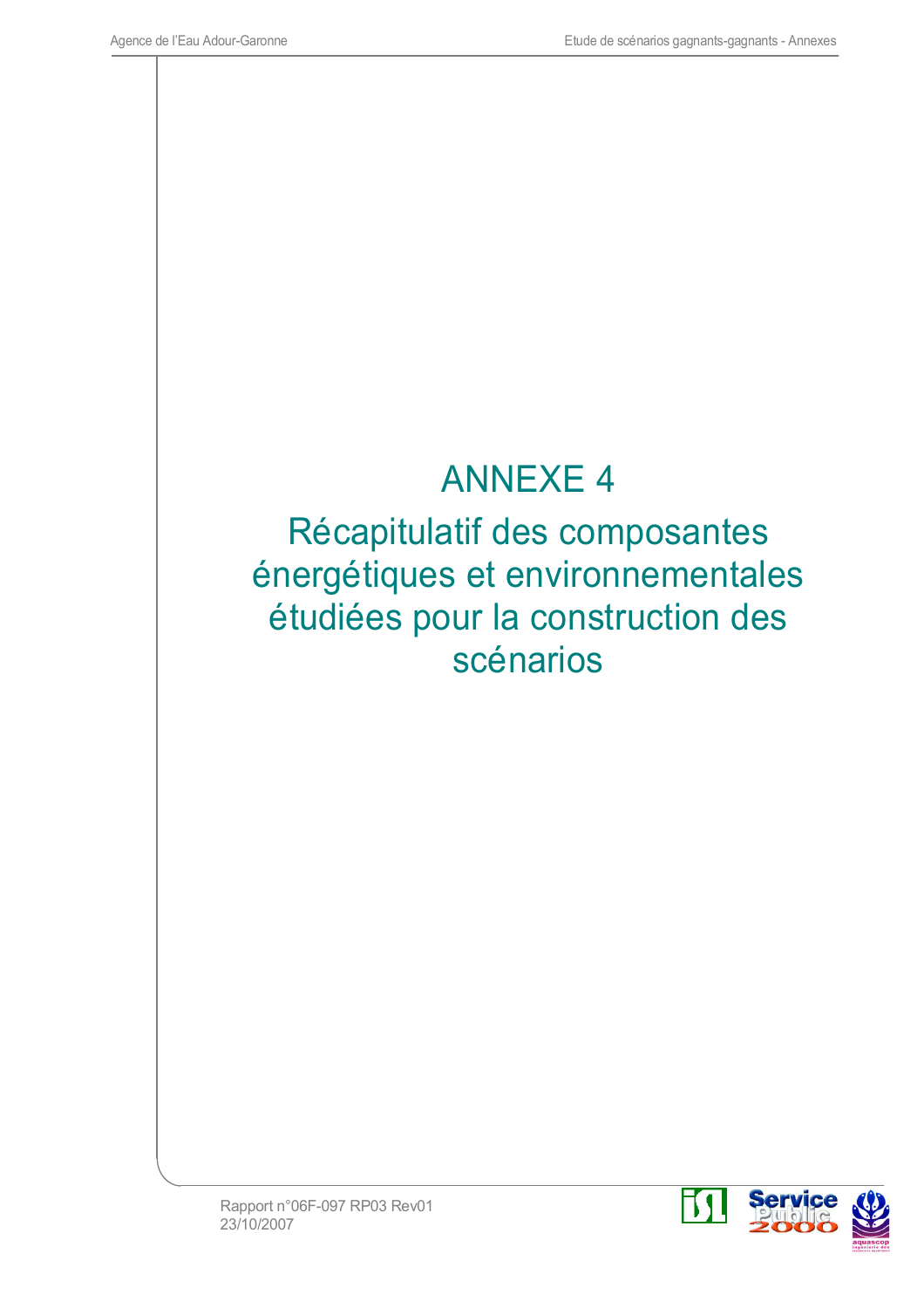# ANNEXE 4

## Récapitulatif des composantes énergétiques et environnementales étudiées pour la construction des scénarios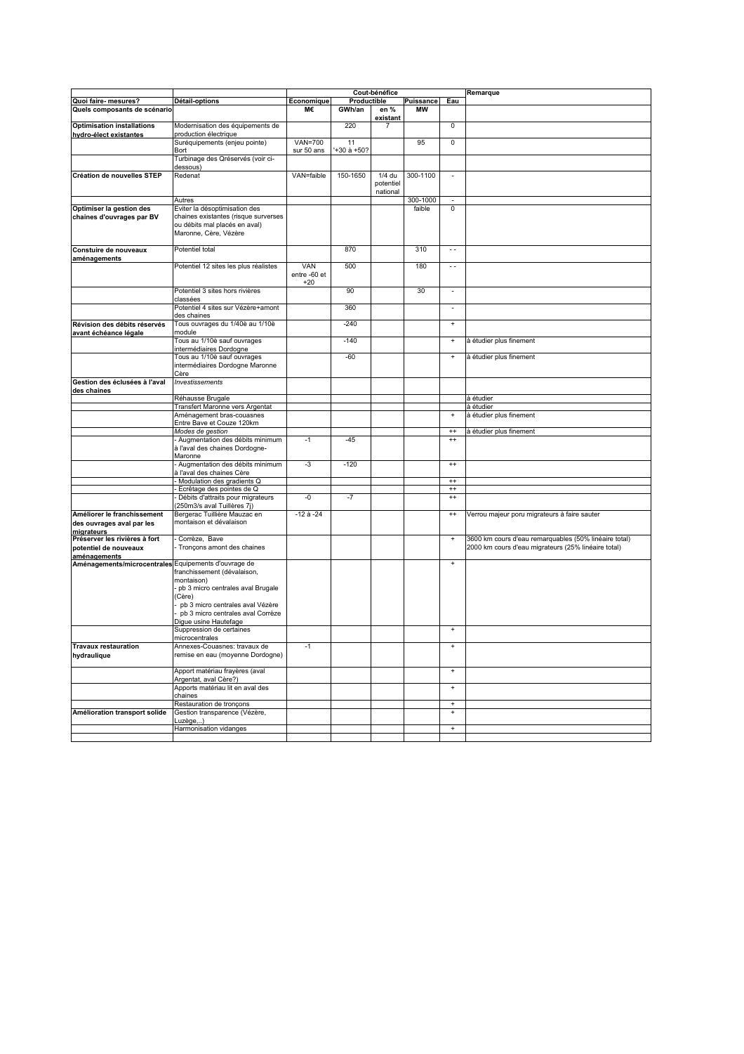| | | Cout-bénéfice | | | | | Remarque |
|---|---|---|---|---|---|---|---|
| **Quoi faire- mesures?** | **Détail-options** | **Economique** | **Productible** | | **Puissance** | **Eau** | |
| **Quels composants de scénario** | | **M€** | **GWh/an** | **en % existant** | **MW** | | |
| **Optimisation installations hydro-élect existantes** | Modernisation des équipements de production électrique | | 220 | 7 | | 0 | |
| | Suréquipements (enjeu pointe) Bort | VAN=700 sur 50 ans | 11 '+30 à +50? | | 95 | 0 | |
| | Turbinage des Qréservés (voir ci-dessous) | | | | | | |
| **Création de nouvelles STEP** | Redenat | VAN=faible | 150-1650 | 1/4 du potentiel national | 300-1100 | - | |
| | Autres | | | | 300-1000 | - | |
| **Optimiser la gestion des chaines d'ouvrages par BV** | Eviter la désoptimisation des chaines existantes (risque surverses ou débits mal placés en aval) Maronne, Cère, Vézère | | | | faible | 0 | |
| **Constuire de nouveaux aménagements** | Potentiel total | | 870 | | 310 | - - | |
| | Potentiel 12 sites les plus réalistes | VAN entre -60 et +20 | 500 | | 180 | - - | |
| | Potentiel 3 sites hors rivières classées | | 90 | | 30 | - | |
| | Potentiel 4 sites sur Vézère+amont des chaines | | 360 | | | - | |
| **Révision des débits réservés avant échéance légale** | Tous ouvrages du 1/40è au 1/10è module | | -240 | | | + | |
| | Tous au 1/10è sauf ouvrages intermédiaires Dordogne | | -140 | | | + | à étudier plus finement |
| | Tous au 1/10è sauf ouvrages intermédiaires Dordogne Maronne Cère | | -60 | | | + | à étudier plus finement |
| **Gestion des éclusées à l'aval des chaines** | *Investissements* | | | | | | |
| | Réhausse Brugale | | | | | | à étudier |
| | Transfert Maronne vers Argentat | | | | | | à étudier |
| | Aménagement bras-couasnes Entre Bave et Couze 120km | | | | | + | à étudier plus finement |
| | *Modes de gestion* | | | | | ++ | à étudier plus finement |
| | - Augmentation des débits minimum à l'aval des chaines Dordogne-Maronne | -1 | -45 | | | ++ | |
| | - Augmentation des débits minimum à l'aval des chaines Cère | -3 | -120 | | | ++ | |
| | - Modulation des gradients Q | | | | | ++ | |
| | - Ecrêtage des pointes de Q | | | | | ++ | |
| | - Débits d'attraits pour migrateurs (250m3/s aval Tuillères 7j) | -0 | -7 | | | ++ | |
| **Améliorer le franchissement des ouvrages aval par les migrateurs** | Bergerac Tuillière Mauzac en montaison et dévalaison | -12 à -24 | | | | ++ | Verrou majeur poru migrateurs à faire sauter |
| **Préserver les rivières à fort potentiel de nouveaux aménagements** | - Corrèze, Bave<br>- Tronçons amont des chaines | | | | | + | 3600 km cours d'eau remarquables (50% linéaire total)<br>2000 km cours d'eau migrateurs (25% linéaire total) |
| **Aménagements/microcentrales** | Equipements d'ouvrage de franchissement (dévalaison, montaison)<br>- pb 3 micro centrales aval Brugale (Cère)<br>- pb 3 micro centrales aval Vézère<br>- pb 3 micro centrales aval Corrèze Digue usine Hautefage | | | | | + | |
| | Suppression de certaines microcentrales | | | | | + | |
| **Travaux restauration hydraulique** | Annexes-Couasnes: travaux de remise en eau (moyenne Dordogne) | -1 | | | | + | |
| | Apport matériau frayères (aval Argentat, aval Cère?) | | | | | + | |
| | Apports matériau lit en aval des chaines | | | | | + | |
| | Restauration de tronçons | | | | | + | |
| **Amélioration transport solide** | Gestion transparence (Vézère, Luzège,..) | | | | | + | |
| | Harmonisation vidanges | | | | | + | |